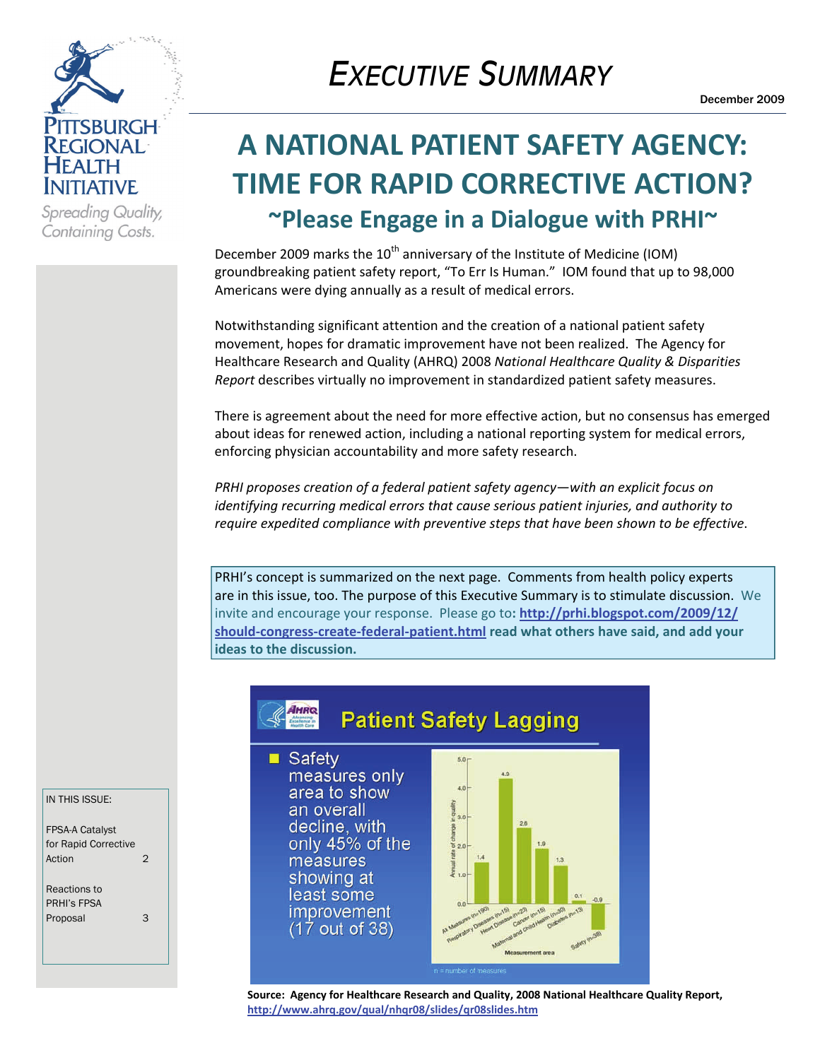# EXECUTIVE SUMMARY

December 2009

Pittsburgh Regional Health Initiative

*Spreading Quality, Containing Costs.*

## A NATIONAL PATIENT SAFETY AGENCY: TIME FOR RAPID CORRECTIVE ACTION?

### ~Please Engage in a Dialogue with PRHI~

December 2009 marks the 10th anniversary of the Institute of Medicine (IOM) groundbreaking patient safety report, "To Err Is Human." IOM found that up to 98,000 Americans were dying annually as a result of medical errors.

Notwithstanding significant attention and the creation of a national patient safety movement, hopes for dramatic improvement have not been realized. The Agency for Healthcare Research and Quality (AHRQ) 2008 *National Healthcare Quality & Disparities Report* describes virtually no improvement in standardized patient safety measures.

There is agreement about the need for more effective action, but no consensus has emerged about ideas for renewed action, including a national reporting system for medical errors, enforcing physician accountability and more safety research.

*PRHI proposes creation of a federal patient safety agency—with an explicit focus on identifying recurring medical errors that cause serious patient injuries, and authority to require expedited compliance with preventive steps that have been shown to be effective.*

PRHI's concept is summarized on the next page. Comments from health policy experts are in this issue, too. The purpose of this Executive Summary is to stimulate discussion. We invite and encourage your response. Please go to: **http://prhi.blogspot.com/2009/12/should-congress-create-federal-patient.html read what others have said, and add your ideas to the discussion.**

**Patient Safety Lagging**

- Safety measures only area to show an overall decline, with only 45% of the measures showing at least some improvement (17 out of 38)

| Measurement area | Annual rate of change in quality |
|---|---|
| All Measures (n=190) | 1.4 |
| Respiratory Diseases (n=15) | 4.3 |
| Heart Disease (n=23) | 2.6 |
| Cancer (n=15) | 1.9 |
| Maternal and Child Health (n=30) | 1.3 |
| Diabetes (n=13) | 0.1 |
| Safety (n=38) | -0.9 |

n = number of measures

**Source: Agency for Healthcare Research and Quality, 2008 National Healthcare Quality Report, http://www.ahrq.gov/qual/nhqr08/slides/qr08slides.htm**

IN THIS ISSUE:

| | |
|---|---|
| FPSA-A Catalyst for Rapid Corrective Action | 2 |
| Reactions to PRHI's FPSA Proposal | 3 |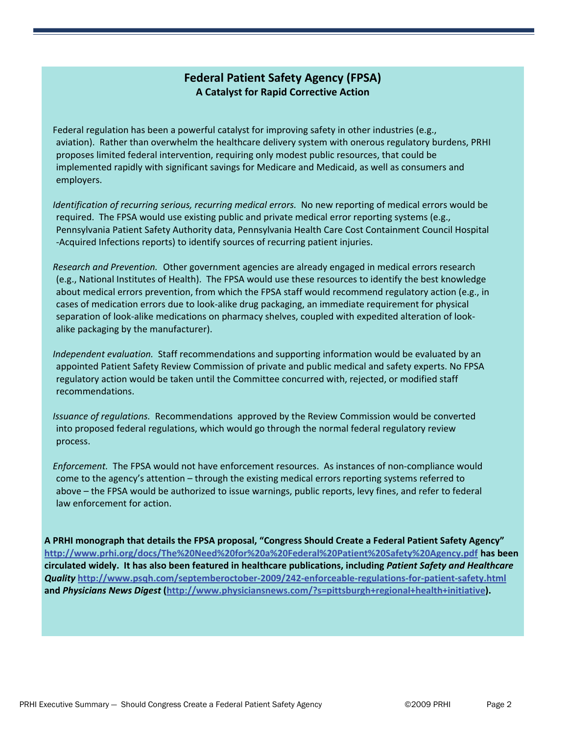## Federal Patient Safety Agency (FPSA)

### A Catalyst for Rapid Corrective Action

Federal regulation has been a powerful catalyst for improving safety in other industries (e.g., aviation). Rather than overwhelm the healthcare delivery system with onerous regulatory burdens, PRHI proposes limited federal intervention, requiring only modest public resources, that could be implemented rapidly with significant savings for Medicare and Medicaid, as well as consumers and employers.

*Identification of recurring serious, recurring medical errors.* No new reporting of medical errors would be required. The FPSA would use existing public and private medical error reporting systems (e.g., Pennsylvania Patient Safety Authority data, Pennsylvania Health Care Cost Containment Council Hospital -Acquired Infections reports) to identify sources of recurring patient injuries.

*Research and Prevention.* Other government agencies are already engaged in medical errors research (e.g., National Institutes of Health). The FPSA would use these resources to identify the best knowledge about medical errors prevention, from which the FPSA staff would recommend regulatory action (e.g., in cases of medication errors due to look-alike drug packaging, an immediate requirement for physical separation of look-alike medications on pharmacy shelves, coupled with expedited alteration of look-alike packaging by the manufacturer).

*Independent evaluation.* Staff recommendations and supporting information would be evaluated by an appointed Patient Safety Review Commission of private and public medical and safety experts. No FPSA regulatory action would be taken until the Committee concurred with, rejected, or modified staff recommendations.

*Issuance of regulations.* Recommendations approved by the Review Commission would be converted into proposed federal regulations, which would go through the normal federal regulatory review process.

*Enforcement.* The FPSA would not have enforcement resources. As instances of non-compliance would come to the agency's attention – through the existing medical errors reporting systems referred to above – the FPSA would be authorized to issue warnings, public reports, levy fines, and refer to federal law enforcement for action.

**A PRHI monograph that details the FPSA proposal, "Congress Should Create a Federal Patient Safety Agency" http://www.prhi.org/docs/The%20Need%20for%20a%20Federal%20Patient%20Safety%20Agency.pdf has been circulated widely. It has also been featured in healthcare publications, including *Patient Safety and Healthcare Quality* http://www.psqh.com/septemberoctober-2009/242-enforceable-regulations-for-patient-safety.html and *Physicians News Digest* (http://www.physiciansnews.com/?s=pittsburgh+regional+health+initiative).**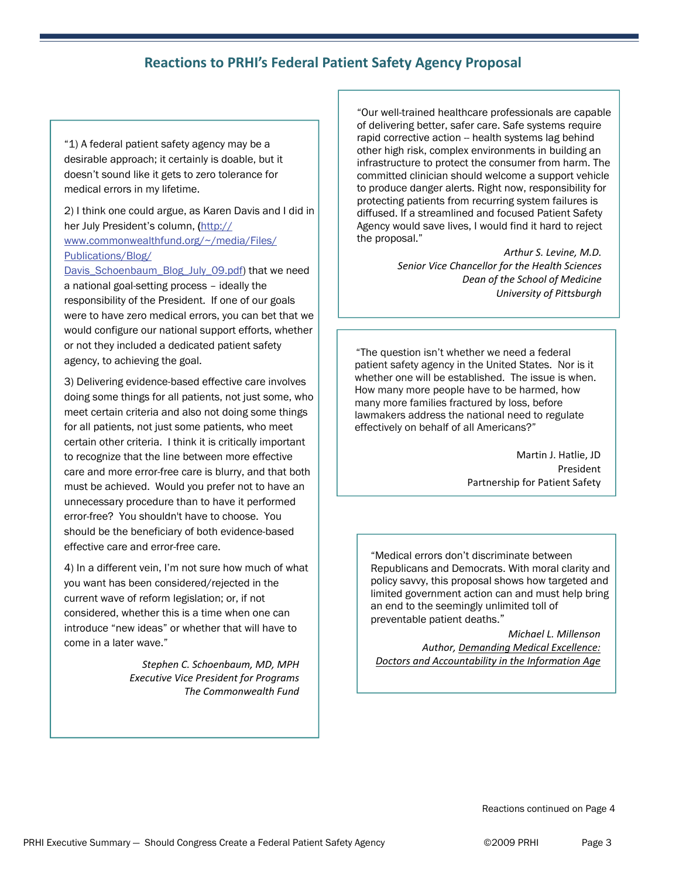## Reactions to PRHI's Federal Patient Safety Agency Proposal

"1) A federal patient safety agency may be a desirable approach; it certainly is doable, but it doesn't sound like it gets to zero tolerance for medical errors in my lifetime.

2) I think one could argue, as Karen Davis and I did in her July President's column, ([http://www.commonwealthfund.org/~/media/Files/Publications/Blog/Davis_Schoenbaum_Blog_July_09.pdf](http://www.commonwealthfund.org/~/media/Files/Publications/Blog/Davis_Schoenbaum_Blog_July_09.pdf)) that we need a national goal-setting process – ideally the responsibility of the President. If one of our goals were to have zero medical errors, you can bet that we would configure our national support efforts, whether or not they included a dedicated patient safety agency, to achieving the goal.

3) Delivering evidence-based effective care involves doing some things for all patients, not just some, who meet certain criteria and also not doing some things for all patients, not just some patients, who meet certain other criteria. I think it is critically important to recognize that the line between more effective care and more error-free care is blurry, and that both must be achieved. Would you prefer not to have an unnecessary procedure than to have it performed error-free? You shouldn't have to choose. You should be the beneficiary of both evidence-based effective care and error-free care.

4) In a different vein, I'm not sure how much of what you want has been considered/rejected in the current wave of reform legislation; or, if not considered, whether this is a time when one can introduce "new ideas" or whether that will have to come in a later wave."

*Stephen C. Schoenbaum, MD, MPH*
*Executive Vice President for Programs*
*The Commonwealth Fund*

"Our well-trained healthcare professionals are capable of delivering better, safer care. Safe systems require rapid corrective action -- health systems lag behind other high risk, complex environments in building an infrastructure to protect the consumer from harm. The committed clinician should welcome a support vehicle to produce danger alerts. Right now, responsibility for protecting patients from recurring system failures is diffused. If a streamlined and focused Patient Safety Agency would save lives, I would find it hard to reject the proposal."

*Arthur S. Levine, M.D.*
*Senior Vice Chancellor for the Health Sciences*
*Dean of the School of Medicine*
*University of Pittsburgh*

"The question isn't whether we need a federal patient safety agency in the United States. Nor is it whether one will be established. The issue is when. How many more people have to be harmed, how many more families fractured by loss, before lawmakers address the national need to regulate effectively on behalf of all Americans?"

Martin J. Hatlie, JD
President
Partnership for Patient Safety

"Medical errors don't discriminate between Republicans and Democrats. With moral clarity and policy savvy, this proposal shows how targeted and limited government action can and must help bring an end to the seemingly unlimited toll of preventable patient deaths."

*Michael L. Millenson*
*Author, Demanding Medical Excellence: Doctors and Accountability in the Information Age*

Reactions continued on Page 4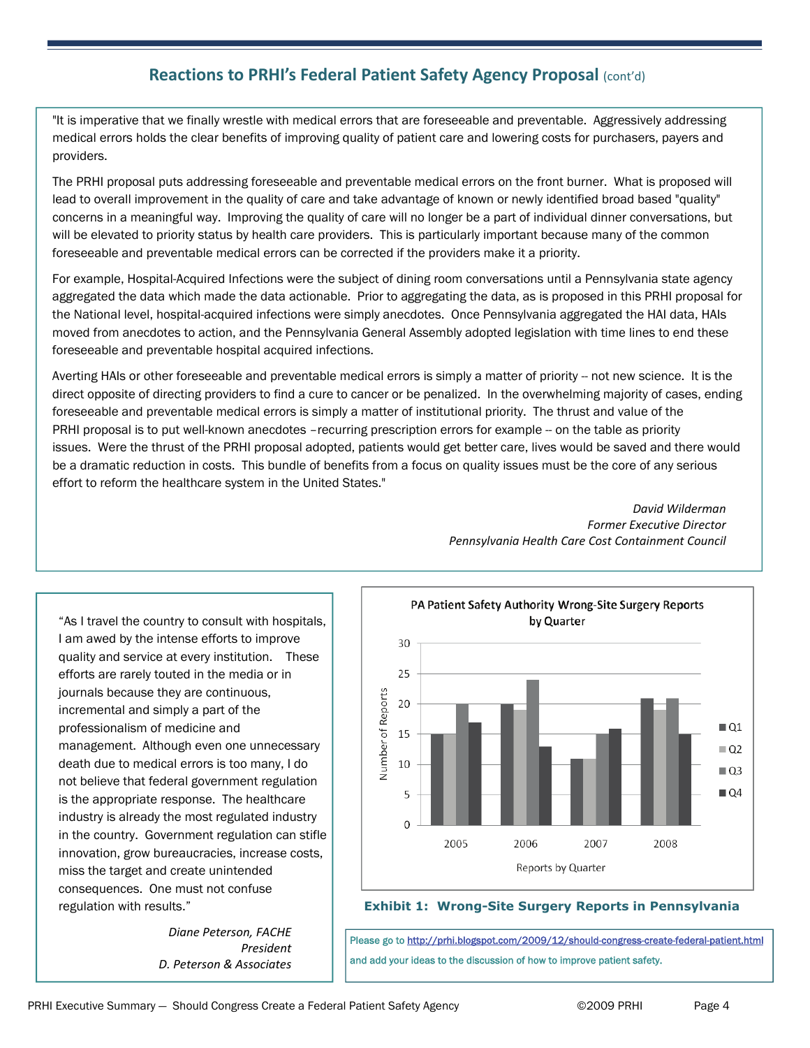## Reactions to PRHI's Federal Patient Safety Agency Proposal (cont'd)

"It is imperative that we finally wrestle with medical errors that are foreseeable and preventable. Aggressively addressing medical errors holds the clear benefits of improving quality of patient care and lowering costs for purchasers, payers and providers.

The PRHI proposal puts addressing foreseeable and preventable medical errors on the front burner. What is proposed will lead to overall improvement in the quality of care and take advantage of known or newly identified broad based "quality" concerns in a meaningful way. Improving the quality of care will no longer be a part of individual dinner conversations, but will be elevated to priority status by health care providers. This is particularly important because many of the common foreseeable and preventable medical errors can be corrected if the providers make it a priority.

For example, Hospital-Acquired Infections were the subject of dining room conversations until a Pennsylvania state agency aggregated the data which made the data actionable. Prior to aggregating the data, as is proposed in this PRHI proposal for the National level, hospital-acquired infections were simply anecdotes. Once Pennsylvania aggregated the HAI data, HAIs moved from anecdotes to action, and the Pennsylvania General Assembly adopted legislation with time lines to end these foreseeable and preventable hospital acquired infections.

Averting HAIs or other foreseeable and preventable medical errors is simply a matter of priority -- not new science. It is the direct opposite of directing providers to find a cure to cancer or be penalized. In the overwhelming majority of cases, ending foreseeable and preventable medical errors is simply a matter of institutional priority. The thrust and value of the PRHI proposal is to put well-known anecdotes --recurring prescription errors for example -- on the table as priority issues. Were the thrust of the PRHI proposal adopted, patients would get better care, lives would be saved and there would be a dramatic reduction in costs. This bundle of benefits from a focus on quality issues must be the core of any serious effort to reform the healthcare system in the United States."

*David Wilderman*
*Former Executive Director*
*Pennsylvania Health Care Cost Containment Council*

"As I travel the country to consult with hospitals, I am awed by the intense efforts to improve quality and service at every institution. These efforts are rarely touted in the media or in journals because they are continuous, incremental and simply a part of the professionalism of medicine and management. Although even one unnecessary death due to medical errors is too many, I do not believe that federal government regulation is the appropriate response. The healthcare industry is already the most regulated industry in the country. Government regulation can stifle innovation, grow bureaucracies, increase costs, miss the target and create unintended consequences. One must not confuse regulation with results."

*Diane Peterson, FACHE*
*President*
*D. Peterson & Associates*

PA Patient Safety Authority Wrong-Site Surgery Reports by Quarter

Number of Reports

30
25
20
15
10
5
0

2005
2006
2007
2008

Reports by Quarter

Q1
Q2
Q3
Q4

**Exhibit 1: Wrong-Site Surgery Reports in Pennsylvania**

Please go to http://prhi.blogspot.com/2009/12/should-congress-create-federal-patient.html and add your ideas to the discussion of how to improve patient safety.